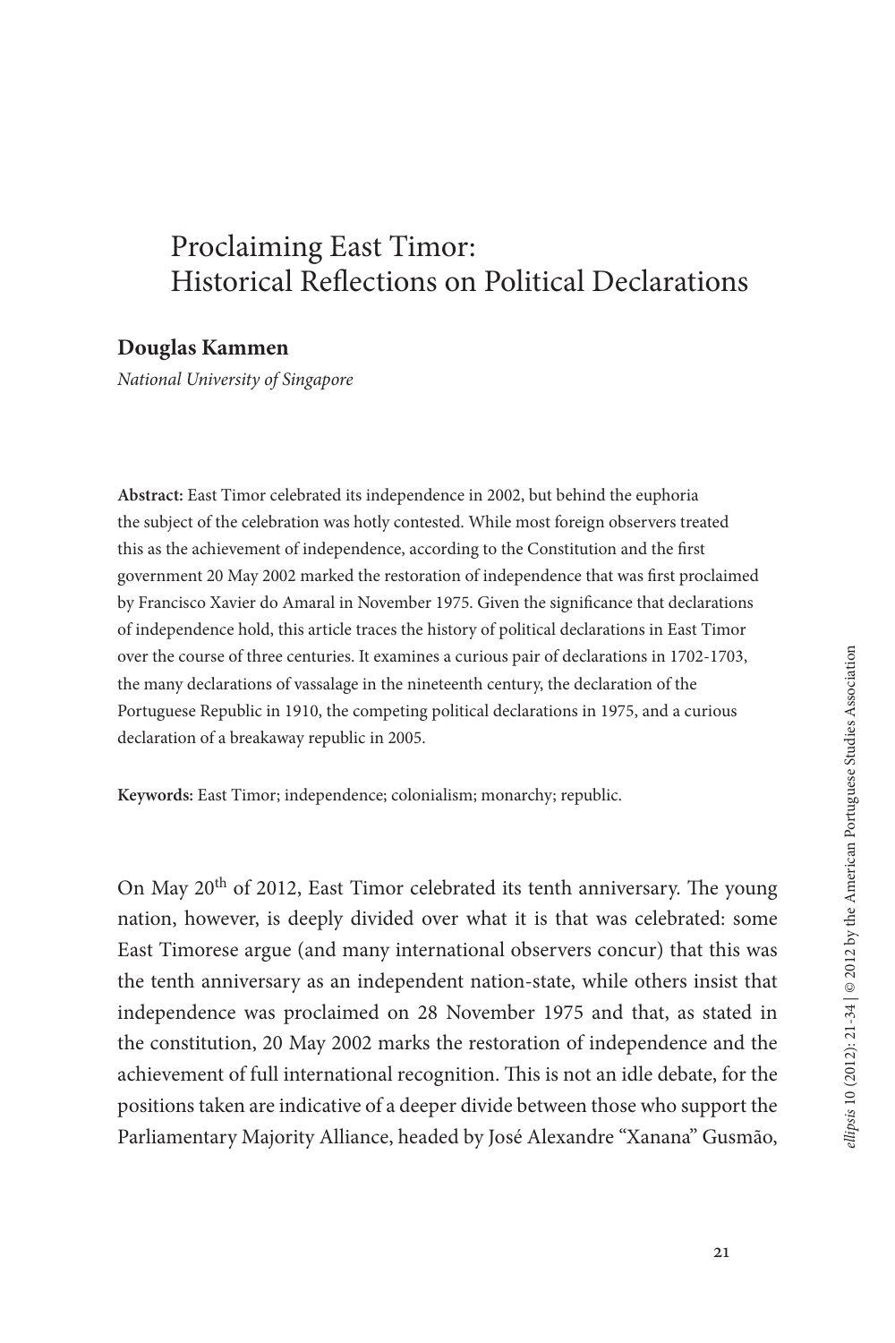# Proclaiming East Timor: Historical Reflections on Political Declarations

**Douglas Kammen**

*National University of Singapore*

**Abstract:** East Timor celebrated its independence in 2002, but behind the euphoria the subject of the celebration was hotly contested. While most foreign observers treated this as the achievement of independence, according to the Constitution and the first government 20 May 2002 marked the restoration of independence that was first proclaimed by Francisco Xavier do Amaral in November 1975. Given the significance that declarations of independence hold, this article traces the history of political declarations in East Timor over the course of three centuries. It examines a curious pair of declarations in 1702-1703, the many declarations of vassalage in the nineteenth century, the declaration of the Portuguese Republic in 1910, the competing political declarations in 1975, and a curious declaration of a breakaway republic in 2005.

**Keywords:** East Timor; independence; colonialism; monarchy; republic.

On May 20$^{th}$ of 2012, East Timor celebrated its tenth anniversary. The young nation, however, is deeply divided over what it is that was celebrated: some East Timorese argue (and many international observers concur) that this was the tenth anniversary as an independent nation-state, while others insist that independence was proclaimed on 28 November 1975 and that, as stated in the constitution, 20 May 2002 marks the restoration of independence and the achievement of full international recognition. This is not an idle debate, for the positions taken are indicative of a deeper divide between those who support the Parliamentary Majority Alliance, headed by José Alexandre "Xanana" Gusmão,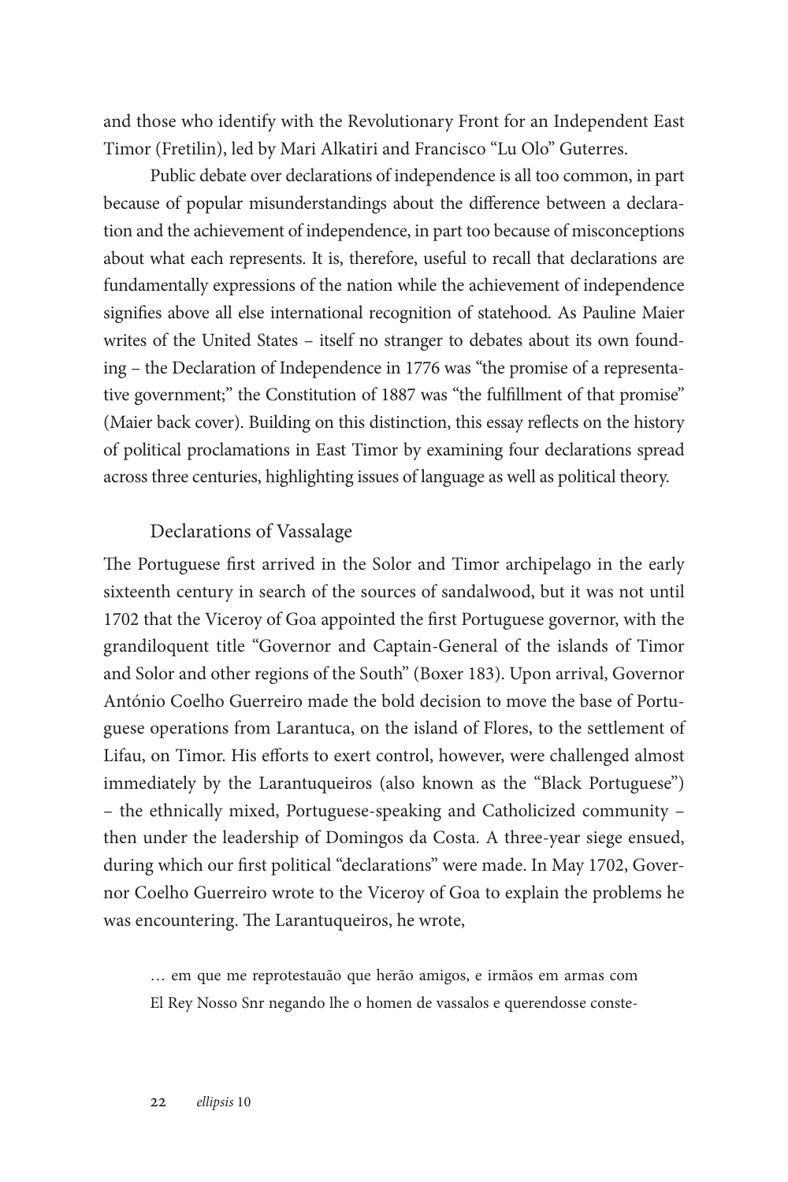and those who identify with the Revolutionary Front for an Independent East Timor (Fretilin), led by Mari Alkatiri and Francisco "Lu Olo" Guterres.

Public debate over declarations of independence is all too common, in part because of popular misunderstandings about the difference between a declaration and the achievement of independence, in part too because of misconceptions about what each represents. It is, therefore, useful to recall that declarations are fundamentally expressions of the nation while the achievement of independence signifies above all else international recognition of statehood. As Pauline Maier writes of the United States – itself no stranger to debates about its own founding – the Declaration of Independence in 1776 was "the promise of a representative government;" the Constitution of 1887 was "the fulfillment of that promise" (Maier back cover). Building on this distinction, this essay reflects on the history of political proclamations in East Timor by examining four declarations spread across three centuries, highlighting issues of language as well as political theory.

## Declarations of Vassalage

The Portuguese first arrived in the Solor and Timor archipelago in the early sixteenth century in search of the sources of sandalwood, but it was not until 1702 that the Viceroy of Goa appointed the first Portuguese governor, with the grandiloquent title "Governor and Captain-General of the islands of Timor and Solor and other regions of the South" (Boxer 183). Upon arrival, Governor António Coelho Guerreiro made the bold decision to move the base of Portuguese operations from Larantuca, on the island of Flores, to the settlement of Lifau, on Timor. His efforts to exert control, however, were challenged almost immediately by the Larantuqueiros (also known as the "Black Portuguese") – the ethnically mixed, Portuguese-speaking and Catholicized community – then under the leadership of Domingos da Costa. A three-year siege ensued, during which our first political "declarations" were made. In May 1702, Governor Coelho Guerreiro wrote to the Viceroy of Goa to explain the problems he was encountering. The Larantuqueiros, he wrote,

> … em que me reprotestauão que herão amigos, e irmãos em armas com El Rey Nosso Snr negando lhe o homen de vassalos e querendosse conste-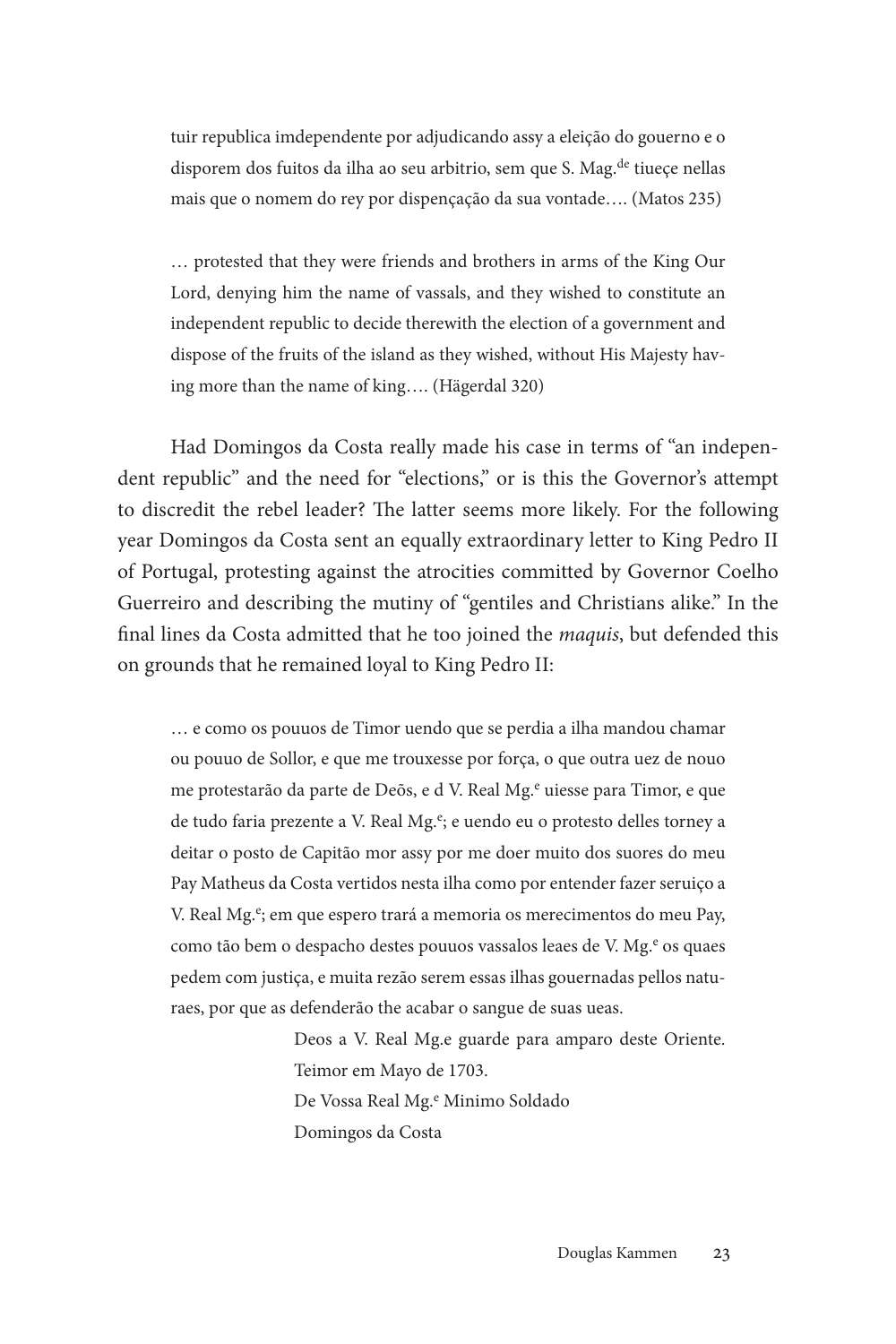tuir republica imdependente por adjudicando assy a eleição do gouerno e o disporem dos fuitos da ilha ao seu arbitrio, sem que S. Mag.[de] tiueçe nellas mais que o nomem do rey por dispençação da sua vontade…. (Matos 235)

… protested that they were friends and brothers in arms of the King Our Lord, denying him the name of vassals, and they wished to constitute an independent republic to decide therewith the election of a government and dispose of the fruits of the island as they wished, without His Majesty having more than the name of king…. (Hägerdal 320)

Had Domingos da Costa really made his case in terms of "an independent republic" and the need for "elections," or is this the Governor's attempt to discredit the rebel leader? The latter seems more likely. For the following year Domingos da Costa sent an equally extraordinary letter to King Pedro II of Portugal, protesting against the atrocities committed by Governor Coelho Guerreiro and describing the mutiny of "gentiles and Christians alike." In the final lines da Costa admitted that he too joined the *maquis*, but defended this on grounds that he remained loyal to King Pedro II:

… e como os pouuos de Timor uendo que se perdia a ilha mandou chamar ou pouuo de Sollor, e que me trouxesse por força, o que outra uez de nouo me protestarão da parte de Deõs, e d V. Real Mg.[e] uiesse para Timor, e que de tudo faria prezente a V. Real Mg.[e]; e uendo eu o protesto delles torney a deitar o posto de Capitão mor assy por me doer muito dos suores do meu Pay Matheus da Costa vertidos nesta ilha como por entender fazer seruiço a V. Real Mg.[e]; em que espero trará a memoria os merecimentos do meu Pay, como tão bem o despacho destes pouuos vassalos leaes de V. Mg.[e] os quaes pedem com justiça, e muita rezão serem essas ilhas gouernadas pellos naturaes, por que as defenderão the acabar o sangue de suas ueas.

Deos a V. Real Mg.e guarde para amparo deste Oriente.
Teimor em Mayo de 1703.
De Vossa Real Mg.[e] Minimo Soldado
Domingos da Costa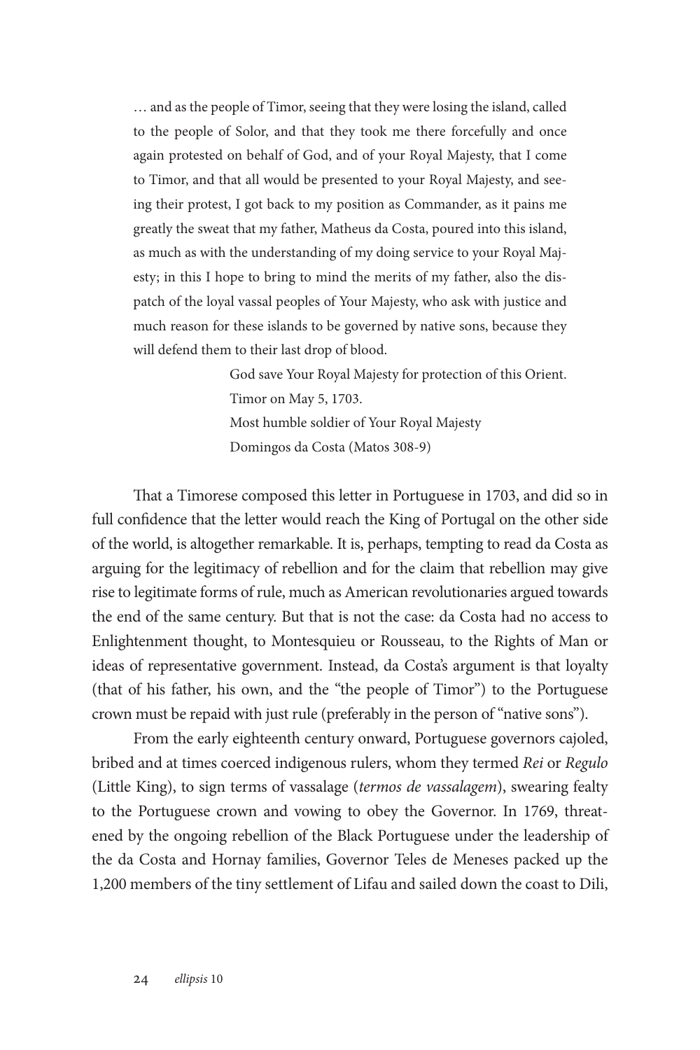> … and as the people of Timor, seeing that they were losing the island, called to the people of Solor, and that they took me there forcefully and once again protested on behalf of God, and of your Royal Majesty, that I come to Timor, and that all would be presented to your Royal Majesty, and seeing their protest, I got back to my position as Commander, as it pains me greatly the sweat that my father, Matheus da Costa, poured into this island, as much as with the understanding of my doing service to your Royal Majesty; in this I hope to bring to mind the merits of my father, also the dispatch of the loyal vassal peoples of Your Majesty, who ask with justice and much reason for these islands to be governed by native sons, because they will defend them to their last drop of blood.
>
> God save Your Royal Majesty for protection of this Orient.
> Timor on May 5, 1703.
> Most humble soldier of Your Royal Majesty
> Domingos da Costa (Matos 308-9)

That a Timorese composed this letter in Portuguese in 1703, and did so in full confidence that the letter would reach the King of Portugal on the other side of the world, is altogether remarkable. It is, perhaps, tempting to read da Costa as arguing for the legitimacy of rebellion and for the claim that rebellion may give rise to legitimate forms of rule, much as American revolutionaries argued towards the end of the same century. But that is not the case: da Costa had no access to Enlightenment thought, to Montesquieu or Rousseau, to the Rights of Man or ideas of representative government. Instead, da Costa's argument is that loyalty (that of his father, his own, and the "the people of Timor") to the Portuguese crown must be repaid with just rule (preferably in the person of "native sons").

From the early eighteenth century onward, Portuguese governors cajoled, bribed and at times coerced indigenous rulers, whom they termed *Rei* or *Regulo* (Little King), to sign terms of vassalage (*termos de vassalagem*), swearing fealty to the Portuguese crown and vowing to obey the Governor. In 1769, threatened by the ongoing rebellion of the Black Portuguese under the leadership of the da Costa and Hornay families, Governor Teles de Meneses packed up the 1,200 members of the tiny settlement of Lifau and sailed down the coast to Dili,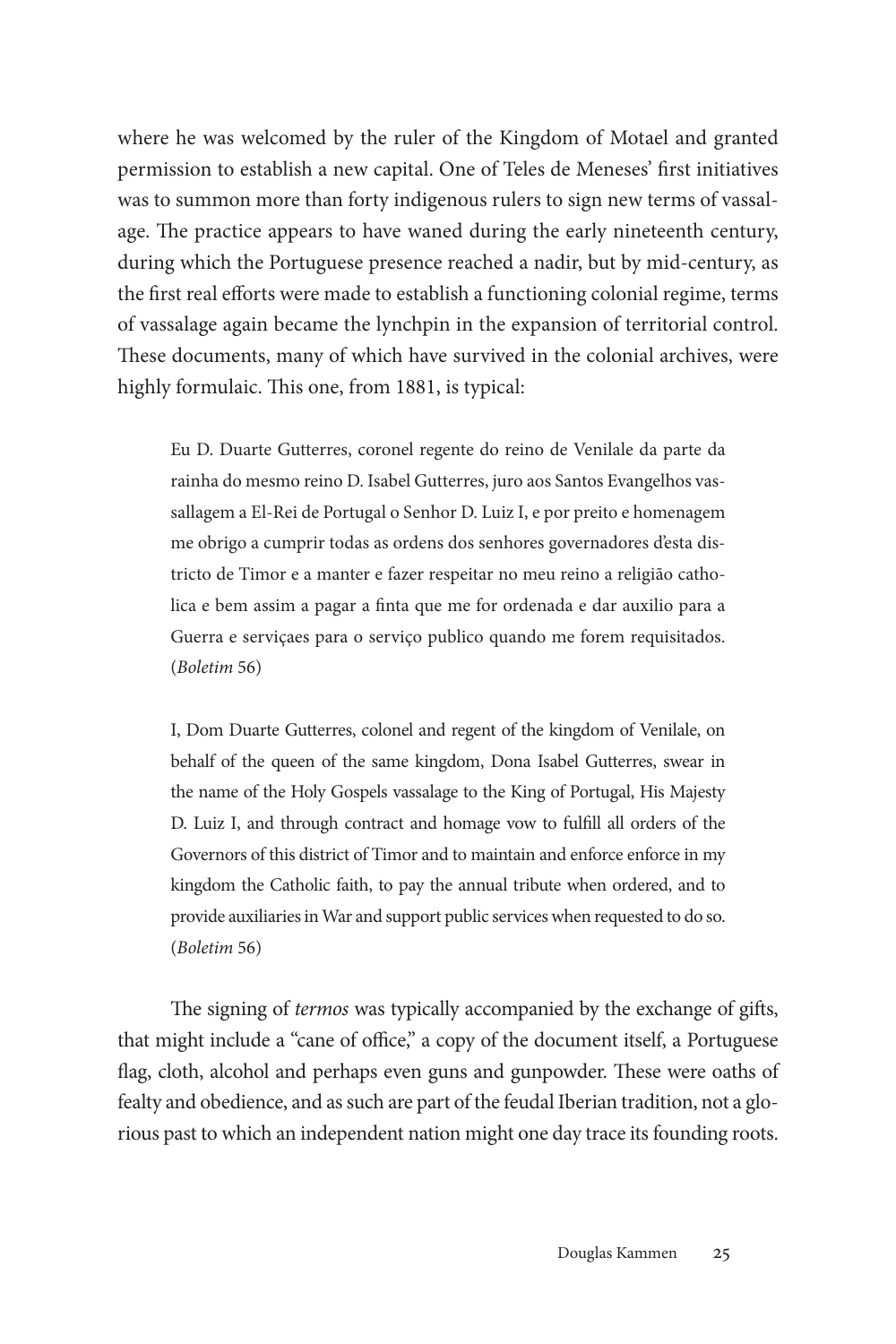where he was welcomed by the ruler of the Kingdom of Motael and granted permission to establish a new capital. One of Teles de Meneses' first initiatives was to summon more than forty indigenous rulers to sign new terms of vassalage. The practice appears to have waned during the early nineteenth century, during which the Portuguese presence reached a nadir, but by mid-century, as the first real efforts were made to establish a functioning colonial regime, terms of vassalage again became the lynchpin in the expansion of territorial control. These documents, many of which have survived in the colonial archives, were highly formulaic. This one, from 1881, is typical:

> Eu D. Duarte Gutterres, coronel regente do reino de Venilale da parte da rainha do mesmo reino D. Isabel Gutterres, juro aos Santos Evangelhos vassallagem a El-Rei de Portugal o Senhor D. Luiz I, e por preito e homenagem me obrigo a cumprir todas as ordens dos senhores governadores d'esta districto de Timor e a manter e fazer respeitar no meu reino a religião catholica e bem assim a pagar a finta que me for ordenada e dar auxilio para a Guerra e serviçaes para o serviço publico quando me forem requisitados. (*Boletim* 56)

> I, Dom Duarte Gutterres, colonel and regent of the kingdom of Venilale, on behalf of the queen of the same kingdom, Dona Isabel Gutterres, swear in the name of the Holy Gospels vassalage to the King of Portugal, His Majesty D. Luiz I, and through contract and homage vow to fulfill all orders of the Governors of this district of Timor and to maintain and enforce enforce in my kingdom the Catholic faith, to pay the annual tribute when ordered, and to provide auxiliaries in War and support public services when requested to do so. (*Boletim* 56)

The signing of *termos* was typically accompanied by the exchange of gifts, that might include a "cane of office," a copy of the document itself, a Portuguese flag, cloth, alcohol and perhaps even guns and gunpowder. These were oaths of fealty and obedience, and as such are part of the feudal Iberian tradition, not a glorious past to which an independent nation might one day trace its founding roots.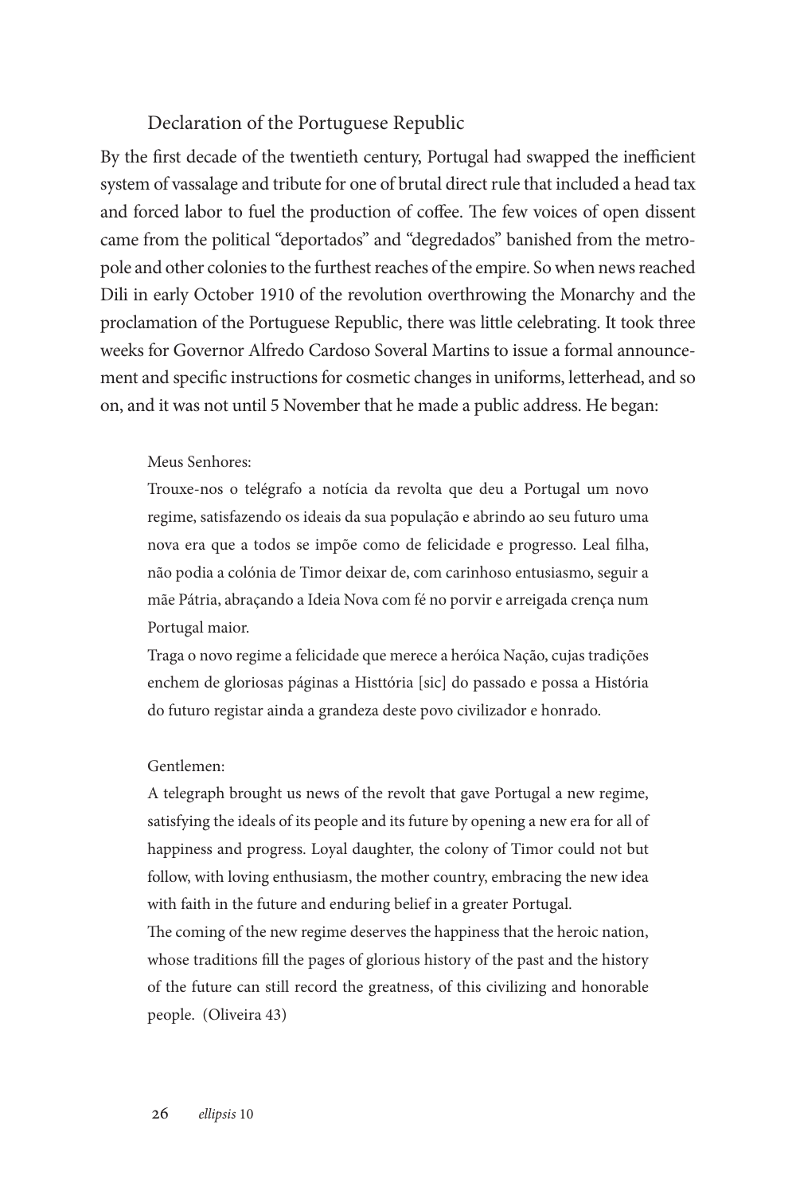## Declaration of the Portuguese Republic

By the first decade of the twentieth century, Portugal had swapped the inefficient system of vassalage and tribute for one of brutal direct rule that included a head tax and forced labor to fuel the production of coffee. The few voices of open dissent came from the political "deportados" and "degredados" banished from the metropole and other colonies to the furthest reaches of the empire. So when news reached Dili in early October 1910 of the revolution overthrowing the Monarchy and the proclamation of the Portuguese Republic, there was little celebrating. It took three weeks for Governor Alfredo Cardoso Soveral Martins to issue a formal announcement and specific instructions for cosmetic changes in uniforms, letterhead, and so on, and it was not until 5 November that he made a public address. He began:

> Meus Senhores:
>
> Trouxe-nos o telégrafo a notícia da revolta que deu a Portugal um novo regime, satisfazendo os ideais da sua população e abrindo ao seu futuro uma nova era que a todos se impõe como de felicidade e progresso. Leal filha, não podia a colónia de Timor deixar de, com carinhoso entusiasmo, seguir a mãe Pátria, abraçando a Ideia Nova com fé no porvir e arreigada crença num Portugal maior.
>
> Traga o novo regime a felicidade que merece a heróica Nação, cujas tradições enchem de gloriosas páginas a Histtória [sic] do passado e possa a História do futuro registar ainda a grandeza deste povo civilizador e honrado.

> Gentlemen:
>
> A telegraph brought us news of the revolt that gave Portugal a new regime, satisfying the ideals of its people and its future by opening a new era for all of happiness and progress. Loyal daughter, the colony of Timor could not but follow, with loving enthusiasm, the mother country, embracing the new idea with faith in the future and enduring belief in a greater Portugal.
>
> The coming of the new regime deserves the happiness that the heroic nation, whose traditions fill the pages of glorious history of the past and the history of the future can still record the greatness, of this civilizing and honorable people. (Oliveira 43)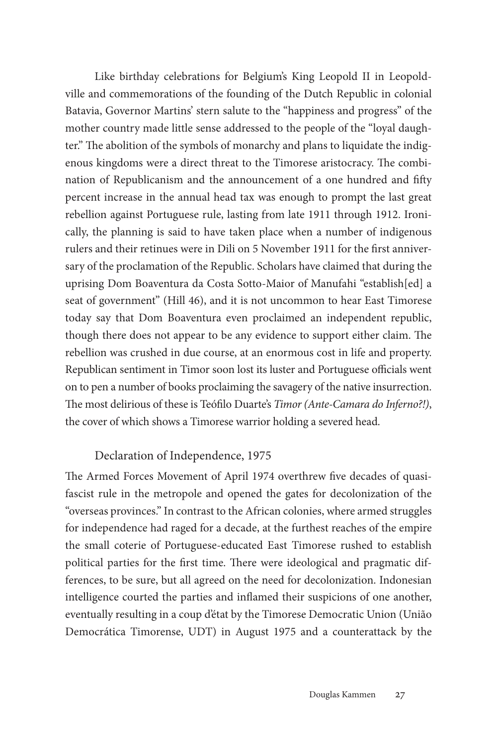Like birthday celebrations for Belgium's King Leopold II in Leopoldville and commemorations of the founding of the Dutch Republic in colonial Batavia, Governor Martins' stern salute to the "happiness and progress" of the mother country made little sense addressed to the people of the "loyal daughter." The abolition of the symbols of monarchy and plans to liquidate the indigenous kingdoms were a direct threat to the Timorese aristocracy. The combination of Republicanism and the announcement of a one hundred and fifty percent increase in the annual head tax was enough to prompt the last great rebellion against Portuguese rule, lasting from late 1911 through 1912. Ironically, the planning is said to have taken place when a number of indigenous rulers and their retinues were in Dili on 5 November 1911 for the first anniversary of the proclamation of the Republic. Scholars have claimed that during the uprising Dom Boaventura da Costa Sotto-Maior of Manufahi "establish[ed] a seat of government" (Hill 46), and it is not uncommon to hear East Timorese today say that Dom Boaventura even proclaimed an independent republic, though there does not appear to be any evidence to support either claim. The rebellion was crushed in due course, at an enormous cost in life and property. Republican sentiment in Timor soon lost its luster and Portuguese officials went on to pen a number of books proclaiming the savagery of the native insurrection. The most delirious of these is Teófilo Duarte's *Timor (Ante-Camara do Inferno?!)*, the cover of which shows a Timorese warrior holding a severed head.

## Declaration of Independence, 1975

The Armed Forces Movement of April 1974 overthrew five decades of quasi-fascist rule in the metropole and opened the gates for decolonization of the "overseas provinces." In contrast to the African colonies, where armed struggles for independence had raged for a decade, at the furthest reaches of the empire the small coterie of Portuguese-educated East Timorese rushed to establish political parties for the first time. There were ideological and pragmatic differences, to be sure, but all agreed on the need for decolonization. Indonesian intelligence courted the parties and inflamed their suspicions of one another, eventually resulting in a coup d'état by the Timorese Democratic Union (União Democrática Timorense, UDT) in August 1975 and a counterattack by the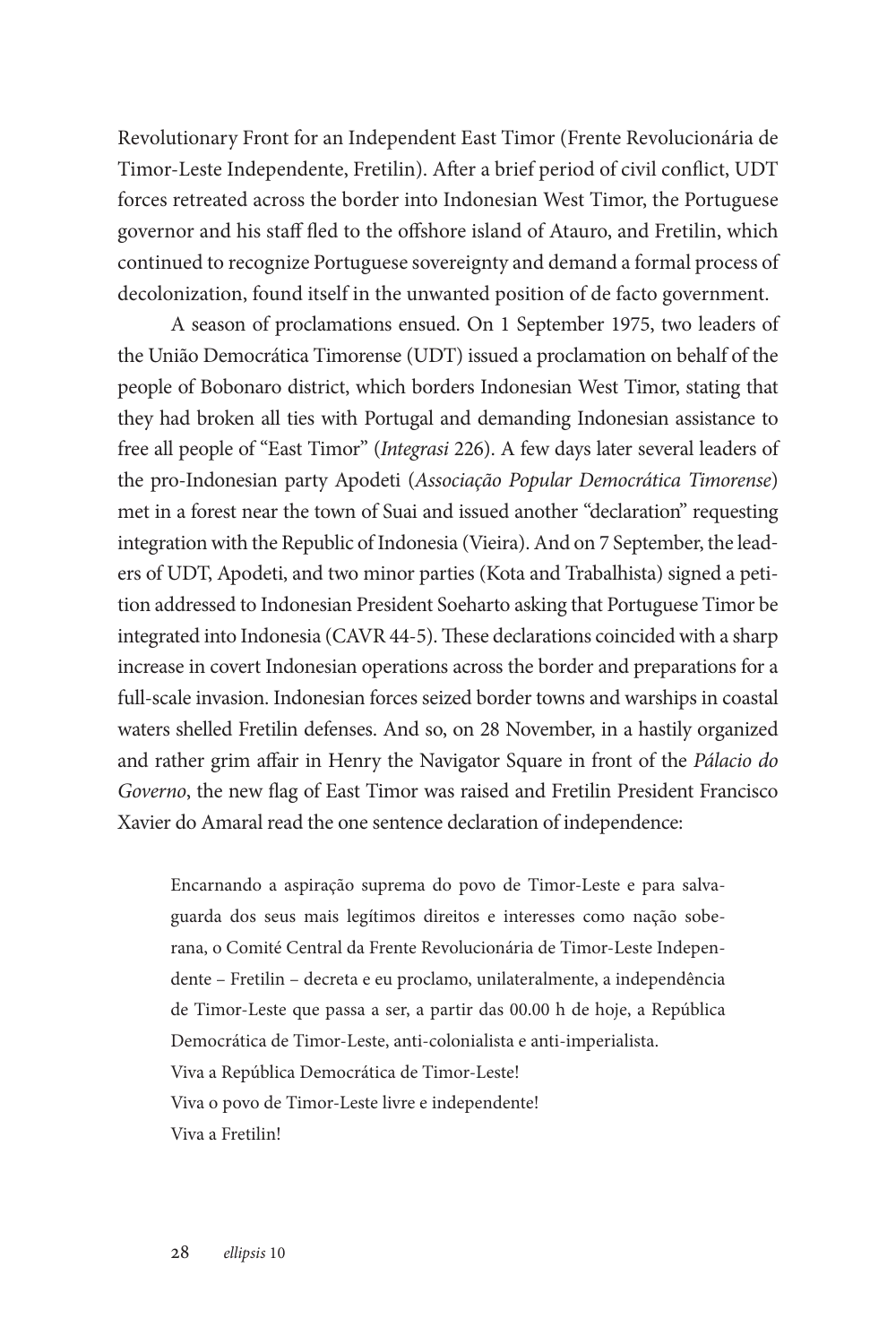Revolutionary Front for an Independent East Timor (Frente Revolucionária de Timor-Leste Independente, Fretilin). After a brief period of civil conflict, UDT forces retreated across the border into Indonesian West Timor, the Portuguese governor and his staff fled to the offshore island of Atauro, and Fretilin, which continued to recognize Portuguese sovereignty and demand a formal process of decolonization, found itself in the unwanted position of de facto government.

A season of proclamations ensued. On 1 September 1975, two leaders of the União Democrática Timorense (UDT) issued a proclamation on behalf of the people of Bobonaro district, which borders Indonesian West Timor, stating that they had broken all ties with Portugal and demanding Indonesian assistance to free all people of "East Timor" (*Integrasi* 226). A few days later several leaders of the pro-Indonesian party Apodeti (*Associação Popular Democrática Timorense*) met in a forest near the town of Suai and issued another "declaration" requesting integration with the Republic of Indonesia (Vieira). And on 7 September, the leaders of UDT, Apodeti, and two minor parties (Kota and Trabalhista) signed a petition addressed to Indonesian President Soeharto asking that Portuguese Timor be integrated into Indonesia (CAVR 44-5). These declarations coincided with a sharp increase in covert Indonesian operations across the border and preparations for a full-scale invasion. Indonesian forces seized border towns and warships in coastal waters shelled Fretilin defenses. And so, on 28 November, in a hastily organized and rather grim affair in Henry the Navigator Square in front of the *Pálacio do Governo*, the new flag of East Timor was raised and Fretilin President Francisco Xavier do Amaral read the one sentence declaration of independence:

> Encarnando a aspiração suprema do povo de Timor-Leste e para salvaguarda dos seus mais legítimos direitos e interesses como nação soberana, o Comité Central da Frente Revolucionária de Timor-Leste Independente – Fretilin – decreta e eu proclamo, unilateralmente, a independência de Timor-Leste que passa a ser, a partir das 00.00 h de hoje, a República Democrática de Timor-Leste, anti-colonialista e anti-imperialista.
> Viva a República Democrática de Timor-Leste!
> Viva o povo de Timor-Leste livre e independente!
> Viva a Fretilin!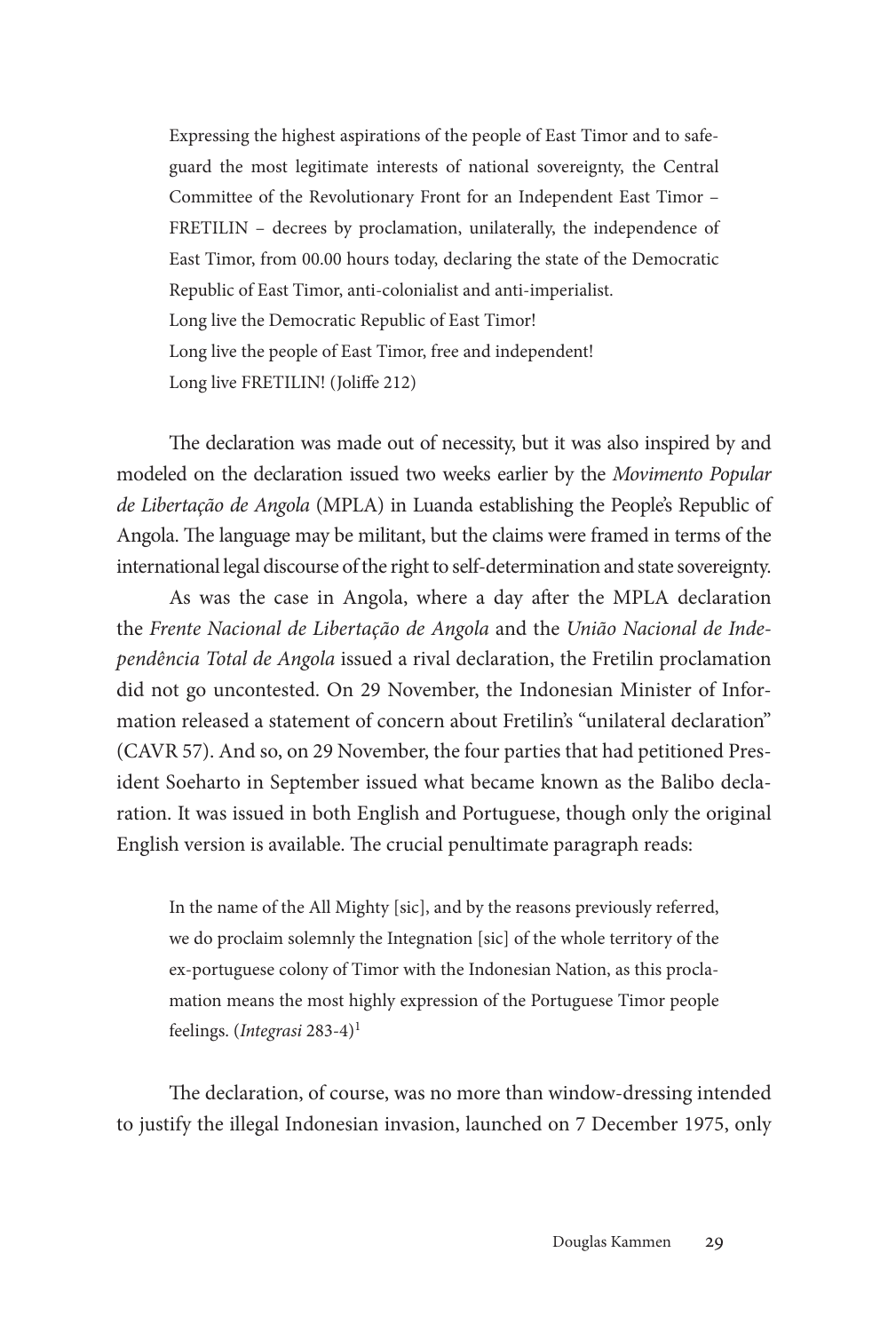> Expressing the highest aspirations of the people of East Timor and to safeguard the most legitimate interests of national sovereignty, the Central Committee of the Revolutionary Front for an Independent East Timor – FRETILIN – decrees by proclamation, unilaterally, the independence of East Timor, from 00.00 hours today, declaring the state of the Democratic Republic of East Timor, anti-colonialist and anti-imperialist.
> Long live the Democratic Republic of East Timor!
> Long live the people of East Timor, free and independent!
> Long live FRETILIN! (Joliffe 212)

The declaration was made out of necessity, but it was also inspired by and modeled on the declaration issued two weeks earlier by the *Movimento Popular de Libertação de Angola* (MPLA) in Luanda establishing the People's Republic of Angola. The language may be militant, but the claims were framed in terms of the international legal discourse of the right to self-determination and state sovereignty.

As was the case in Angola, where a day after the MPLA declaration the *Frente Nacional de Libertação de Angola* and the *União Nacional de Independência Total de Angola* issued a rival declaration, the Fretilin proclamation did not go uncontested. On 29 November, the Indonesian Minister of Information released a statement of concern about Fretilin's "unilateral declaration" (CAVR 57). And so, on 29 November, the four parties that had petitioned President Soeharto in September issued what became known as the Balibo declaration. It was issued in both English and Portuguese, though only the original English version is available. The crucial penultimate paragraph reads:

> In the name of the All Mighty [sic], and by the reasons previously referred, we do proclaim solemnly the Integnation [sic] of the whole territory of the ex-portuguese colony of Timor with the Indonesian Nation, as this proclamation means the most highly expression of the Portuguese Timor people feelings. (*Integrasi* 283-4)[1]

The declaration, of course, was no more than window-dressing intended to justify the illegal Indonesian invasion, launched on 7 December 1975, only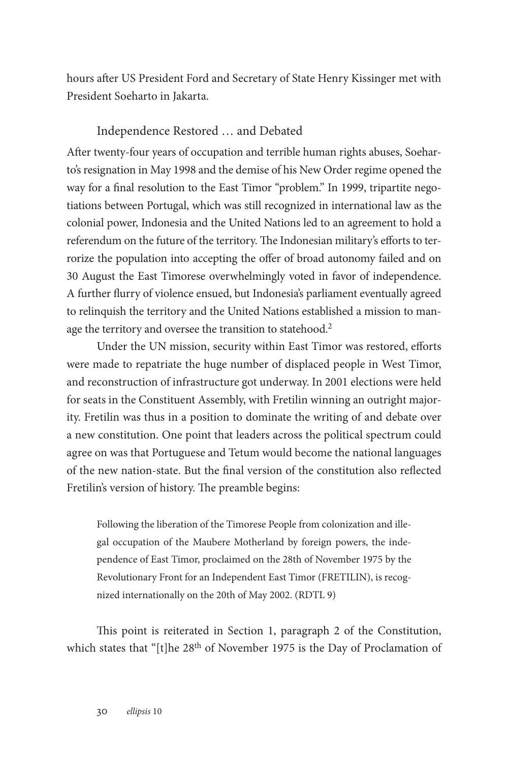hours after US President Ford and Secretary of State Henry Kissinger met with President Soeharto in Jakarta.

## Independence Restored … and Debated

After twenty-four years of occupation and terrible human rights abuses, Soeharto's resignation in May 1998 and the demise of his New Order regime opened the way for a final resolution to the East Timor "problem." In 1999, tripartite negotiations between Portugal, which was still recognized in international law as the colonial power, Indonesia and the United Nations led to an agreement to hold a referendum on the future of the territory. The Indonesian military's efforts to terrorize the population into accepting the offer of broad autonomy failed and on 30 August the East Timorese overwhelmingly voted in favor of independence. A further flurry of violence ensued, but Indonesia's parliament eventually agreed to relinquish the territory and the United Nations established a mission to manage the territory and oversee the transition to statehood.[2]

Under the UN mission, security within East Timor was restored, efforts were made to repatriate the huge number of displaced people in West Timor, and reconstruction of infrastructure got underway. In 2001 elections were held for seats in the Constituent Assembly, with Fretilin winning an outright majority. Fretilin was thus in a position to dominate the writing of and debate over a new constitution. One point that leaders across the political spectrum could agree on was that Portuguese and Tetum would become the national languages of the new nation-state. But the final version of the constitution also reflected Fretilin's version of history. The preamble begins:

> Following the liberation of the Timorese People from colonization and illegal occupation of the Maubere Motherland by foreign powers, the independence of East Timor, proclaimed on the 28th of November 1975 by the Revolutionary Front for an Independent East Timor (FRETILIN), is recognized internationally on the 20th of May 2002. (RDTL 9)

This point is reiterated in Section 1, paragraph 2 of the Constitution, which states that "[t]he 28th of November 1975 is the Day of Proclamation of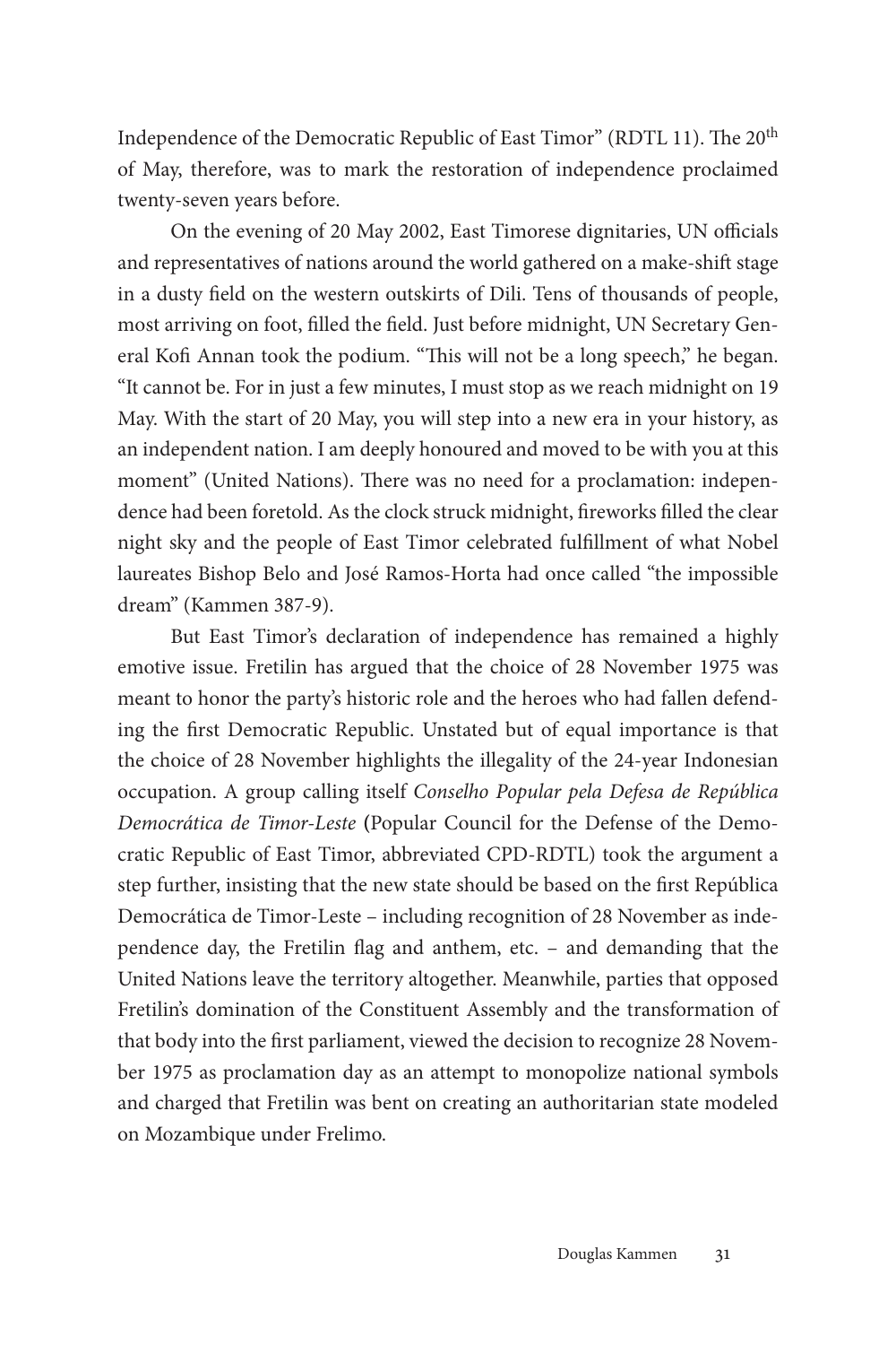Independence of the Democratic Republic of East Timor" (RDTL 11). The 20th of May, therefore, was to mark the restoration of independence proclaimed twenty-seven years before.

On the evening of 20 May 2002, East Timorese dignitaries, UN officials and representatives of nations around the world gathered on a make-shift stage in a dusty field on the western outskirts of Dili. Tens of thousands of people, most arriving on foot, filled the field. Just before midnight, UN Secretary General Kofi Annan took the podium. "This will not be a long speech," he began. "It cannot be. For in just a few minutes, I must stop as we reach midnight on 19 May. With the start of 20 May, you will step into a new era in your history, as an independent nation. I am deeply honoured and moved to be with you at this moment" (United Nations). There was no need for a proclamation: independence had been foretold. As the clock struck midnight, fireworks filled the clear night sky and the people of East Timor celebrated fulfillment of what Nobel laureates Bishop Belo and José Ramos-Horta had once called "the impossible dream" (Kammen 387-9).

But East Timor's declaration of independence has remained a highly emotive issue. Fretilin has argued that the choice of 28 November 1975 was meant to honor the party's historic role and the heroes who had fallen defending the first Democratic Republic. Unstated but of equal importance is that the choice of 28 November highlights the illegality of the 24-year Indonesian occupation. A group calling itself *Conselho Popular pela Defesa de República Democrática de Timor-Leste* (Popular Council for the Defense of the Democratic Republic of East Timor, abbreviated CPD-RDTL) took the argument a step further, insisting that the new state should be based on the first República Democrática de Timor-Leste – including recognition of 28 November as independence day, the Fretilin flag and anthem, etc. – and demanding that the United Nations leave the territory altogether. Meanwhile, parties that opposed Fretilin's domination of the Constituent Assembly and the transformation of that body into the first parliament, viewed the decision to recognize 28 November 1975 as proclamation day as an attempt to monopolize national symbols and charged that Fretilin was bent on creating an authoritarian state modeled on Mozambique under Frelimo.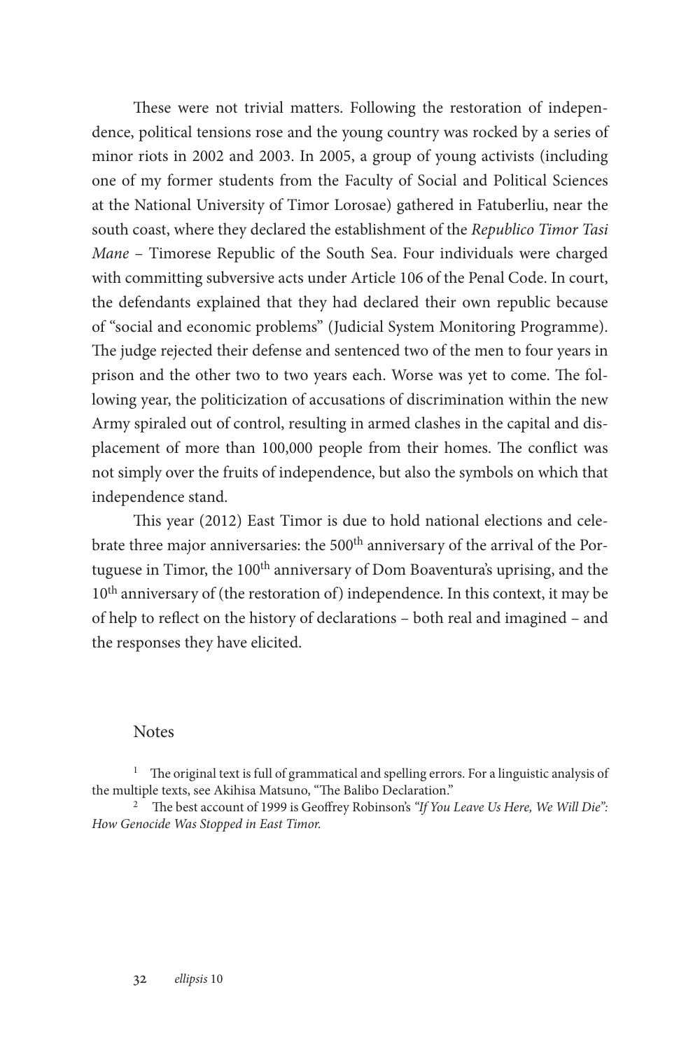These were not trivial matters. Following the restoration of independence, political tensions rose and the young country was rocked by a series of minor riots in 2002 and 2003. In 2005, a group of young activists (including one of my former students from the Faculty of Social and Political Sciences at the National University of Timor Lorosae) gathered in Fatuberliu, near the south coast, where they declared the establishment of the *Republico Timor Tasi Mane* – Timorese Republic of the South Sea. Four individuals were charged with committing subversive acts under Article 106 of the Penal Code. In court, the defendants explained that they had declared their own republic because of "social and economic problems" (Judicial System Monitoring Programme). The judge rejected their defense and sentenced two of the men to four years in prison and the other two to two years each. Worse was yet to come. The following year, the politicization of accusations of discrimination within the new Army spiraled out of control, resulting in armed clashes in the capital and displacement of more than 100,000 people from their homes. The conflict was not simply over the fruits of independence, but also the symbols on which that independence stand.

This year (2012) East Timor is due to hold national elections and celebrate three major anniversaries: the 500th anniversary of the arrival of the Portuguese in Timor, the 100th anniversary of Dom Boaventura's uprising, and the 10th anniversary of (the restoration of) independence. In this context, it may be of help to reflect on the history of declarations – both real and imagined – and the responses they have elicited.

## Notes

[1] The original text is full of grammatical and spelling errors. For a linguistic analysis of the multiple texts, see Akihisa Matsuno, "The Balibo Declaration."

[2] The best account of 1999 is Geoffrey Robinson's *"If You Leave Us Here, We Will Die": How Genocide Was Stopped in East Timor.*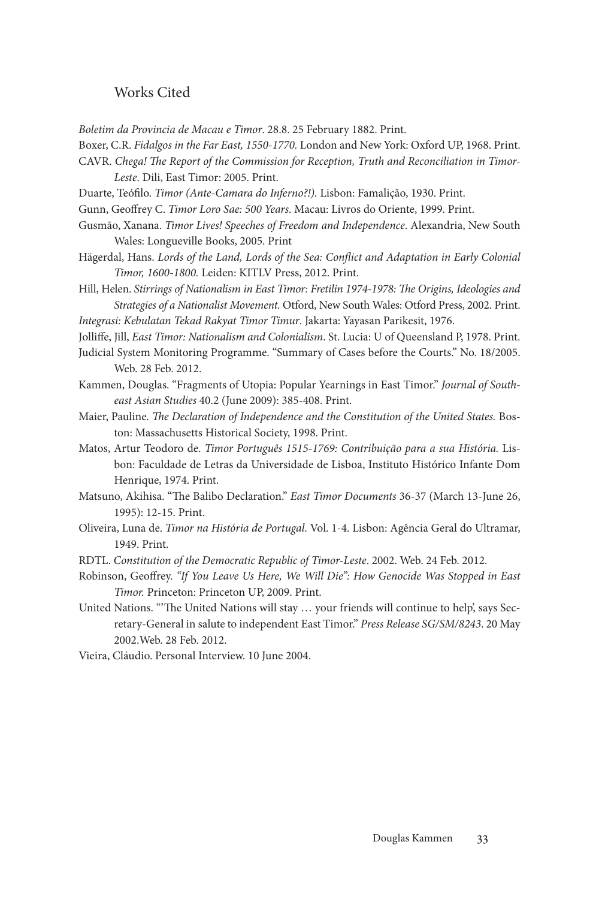## Works Cited

*Boletim da Provincia de Macau e Timor*. 28.8. 25 February 1882. Print.

Boxer, C.R. *Fidalgos in the Far East, 1550-1770.* London and New York: Oxford UP, 1968. Print.

CAVR. *Chega! The Report of the Commission for Reception, Truth and Reconciliation in Timor-Leste*. Dili, East Timor: 2005. Print.

Duarte, Teófilo. *Timor (Ante-Camara do Inferno?!).* Lisbon: Famalição, 1930. Print.

Gunn, Geoffrey C. *Timor Loro Sae: 500 Years*. Macau: Livros do Oriente, 1999. Print.

Gusmão, Xanana. *Timor Lives! Speeches of Freedom and Independence*. Alexandria, New South Wales: Longueville Books, 2005. Print

Hägerdal, Hans. *Lords of the Land, Lords of the Sea: Conflict and Adaptation in Early Colonial Timor, 1600-1800.* Leiden: KITLV Press, 2012. Print.

Hill, Helen. *Stirrings of Nationalism in East Timor: Fretilin 1974-1978: The Origins, Ideologies and Strategies of a Nationalist Movement.* Otford, New South Wales: Otford Press, 2002. Print.

*Integrasi: Kebulatan Tekad Rakyat Timor Timur*. Jakarta: Yayasan Parikesit, 1976.

Jolliffe, Jill, *East Timor: Nationalism and Colonialism*. St. Lucia: U of Queensland P, 1978. Print.

Judicial System Monitoring Programme. "Summary of Cases before the Courts." No. 18/2005. Web. 28 Feb. 2012.

Kammen, Douglas. "Fragments of Utopia: Popular Yearnings in East Timor." *Journal of Southeast Asian Studies* 40.2 (June 2009): 385-408. Print.

Maier, Pauline. *The Declaration of Independence and the Constitution of the United States.* Boston: Massachusetts Historical Society, 1998. Print.

Matos, Artur Teodoro de. *Timor Português 1515-1769: Contribuição para a sua História.* Lisbon: Faculdade de Letras da Universidade de Lisboa, Instituto Histórico Infante Dom Henrique, 1974. Print.

Matsuno, Akihisa. "The Balibo Declaration." *East Timor Documents* 36-37 (March 13-June 26, 1995): 12-15. Print.

Oliveira, Luna de. *Timor na História de Portugal*. Vol. 1-4. Lisbon: Agência Geral do Ultramar, 1949. Print.

RDTL. *Constitution of the Democratic Republic of Timor-Leste*. 2002. Web. 24 Feb. 2012.

Robinson, Geoffrey. *"If You Leave Us Here, We Will Die": How Genocide Was Stopped in East Timor.* Princeton: Princeton UP, 2009. Print.

United Nations. "'The United Nations will stay … your friends will continue to help', says Secretary-General in salute to independent East Timor." *Press Release SG/SM/8243*. 20 May 2002.Web. 28 Feb. 2012.

Vieira, Cláudio. Personal Interview. 10 June 2004.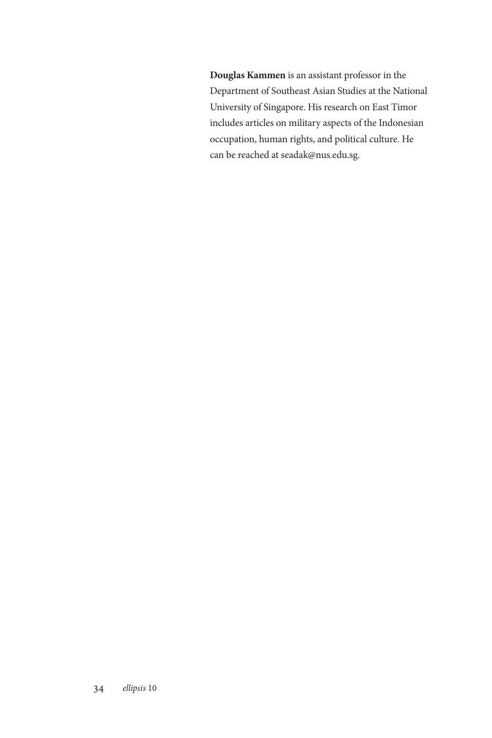**Douglas Kammen** is an assistant professor in the Department of Southeast Asian Studies at the National University of Singapore. His research on East Timor includes articles on military aspects of the Indonesian occupation, human rights, and political culture. He can be reached at seadak@nus.edu.sg.